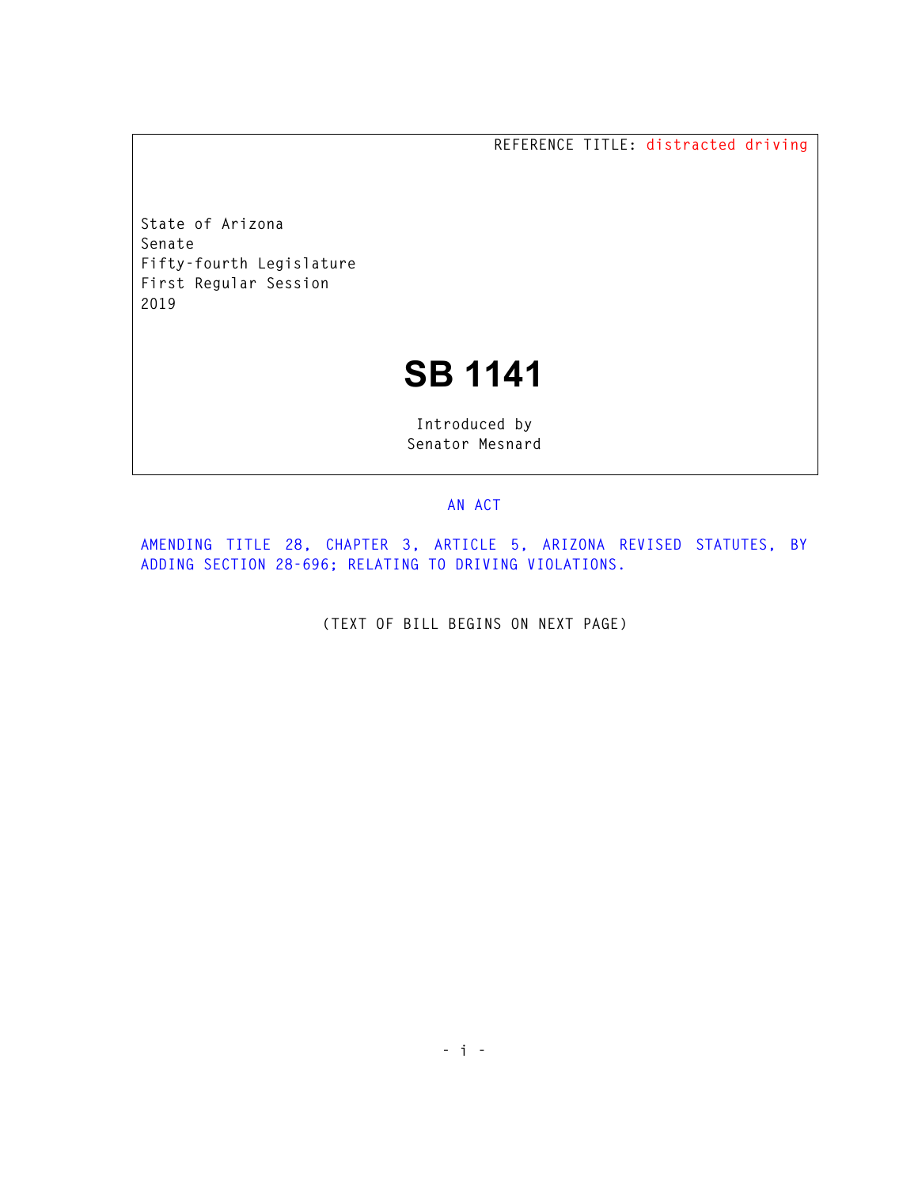REFERENCE TITLE: distracted driving

State of Arizona
Senate
Fifty-fourth Legislature
First Regular Session
2019

# SB 1141

Introduced by
Senator Mesnard

AN ACT

AMENDING TITLE 28, CHAPTER 3, ARTICLE 5, ARIZONA REVISED STATUTES, BY ADDING SECTION 28-696; RELATING TO DRIVING VIOLATIONS.

(TEXT OF BILL BEGINS ON NEXT PAGE)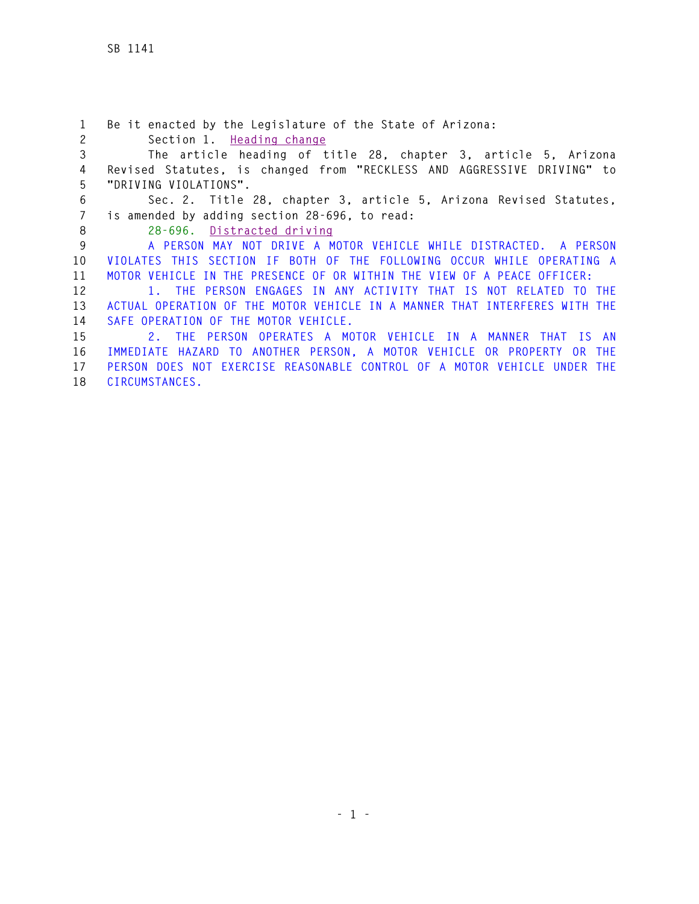Be it enacted by the Legislature of the State of Arizona:

Section 1. Heading change

The article heading of title 28, chapter 3, article 5, Arizona Revised Statutes, is changed from "RECKLESS AND AGGRESSIVE DRIVING" to "DRIVING VIOLATIONS".

Sec. 2. Title 28, chapter 3, article 5, Arizona Revised Statutes, is amended by adding section 28-696, to read:

28-696. Distracted driving

A PERSON MAY NOT DRIVE A MOTOR VEHICLE WHILE DISTRACTED. A PERSON VIOLATES THIS SECTION IF BOTH OF THE FOLLOWING OCCUR WHILE OPERATING A MOTOR VEHICLE IN THE PRESENCE OF OR WITHIN THE VIEW OF A PEACE OFFICER:

1. THE PERSON ENGAGES IN ANY ACTIVITY THAT IS NOT RELATED TO THE ACTUAL OPERATION OF THE MOTOR VEHICLE IN A MANNER THAT INTERFERES WITH THE SAFE OPERATION OF THE MOTOR VEHICLE.

2. THE PERSON OPERATES A MOTOR VEHICLE IN A MANNER THAT IS AN IMMEDIATE HAZARD TO ANOTHER PERSON, A MOTOR VEHICLE OR PROPERTY OR THE PERSON DOES NOT EXERCISE REASONABLE CONTROL OF A MOTOR VEHICLE UNDER THE CIRCUMSTANCES.